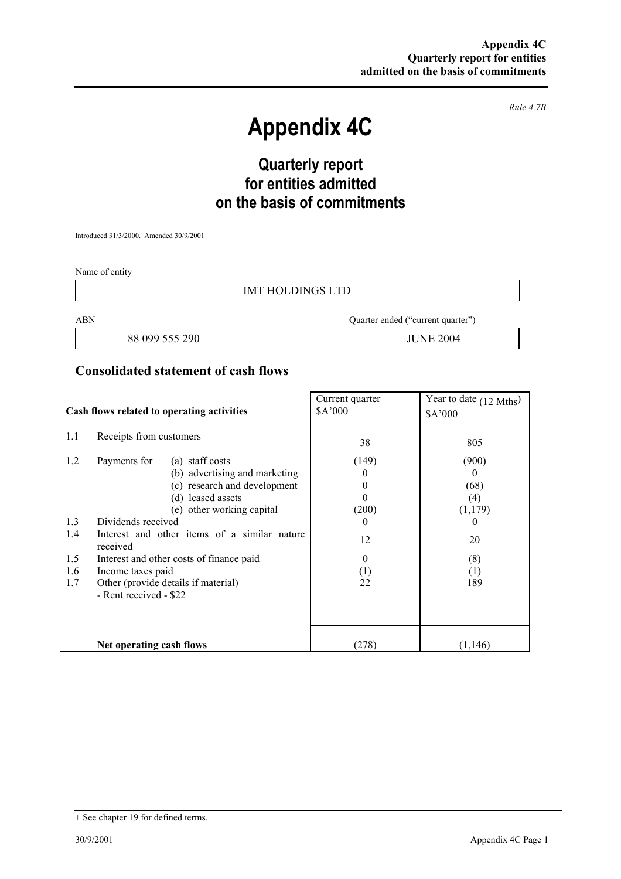*Rule 4.7B*

# Appendix 4C

## Quarterly report for entities admitted on the basis of commitments

Introduced 31/3/2000. Amended 30/9/2001

Name of entity

IMT HOLDINGS LTD

| ABN | Quarter ended ("current quarter") |
|---|---|
| 88 099 555 290 | JUNE 2004 |

## Consolidated statement of cash flows

| | Cash flows related to operating activities | Current quarter $A'000 | Year to date (12 Mths) $A'000 |
|---|---|---|---|
| 1.1 | Receipts from customers | 38 | 805 |
| 1.2 | Payments for (a) staff costs | (149) | (900) |
| | (b) advertising and marketing | 0 | 0 |
| | (c) research and development | 0 | (68) |
| | (d) leased assets | 0 | (4) |
| | (e) other working capital | (200) | (1,179) |
| 1.3 | Dividends received | 0 | 0 |
| 1.4 | Interest and other items of a similar nature received | 12 | 20 |
| 1.5 | Interest and other costs of finance paid | 0 | (8) |
| 1.6 | Income taxes paid | (1) | (1) |
| 1.7 | Other (provide details if material) - Rent received - $22 | 22 | 189 |
| | **Net operating cash flows** | (278) | (1,146) |

+ See chapter 19 for defined terms.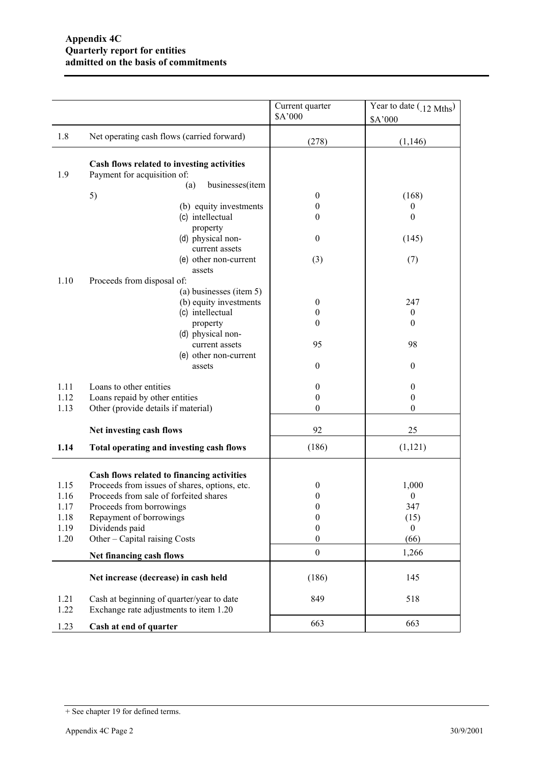**Appendix 4C**
**Quarterly report for entities**
**admitted on the basis of commitments**

| | | Current quarter $A'000 | Year to date (12 Mths) $A'000 |
|---|---|---|---|
| 1.8 | Net operating cash flows (carried forward) | (278) | (1,146) |
| | **Cash flows related to investing activities** | | |
| 1.9 | Payment for acquisition of: | | |
| | (a) businesses(item 5) | 0 | (168) |
| | (b) equity investments | 0 | 0 |
| | (c) intellectual property | 0 | 0 |
| | (d) physical non-current assets | 0 | (145) |
| | (e) other non-current assets | (3) | (7) |
| 1.10 | Proceeds from disposal of: | | |
| | (a) businesses (item 5) | | |
| | (b) equity investments | 0 | 247 |
| | (c) intellectual property | 0 | 0 |
| | | 0 | 0 |
| | (d) physical non-current assets | 95 | 98 |
| | (e) other non-current assets | 0 | 0 |
| 1.11 | Loans to other entities | 0 | 0 |
| 1.12 | Loans repaid by other entities | 0 | 0 |
| 1.13 | Other (provide details if material) | 0 | 0 |
| | **Net investing cash flows** | 92 | 25 |
| **1.14** | **Total operating and investing cash flows** | (186) | (1,121) |
| | **Cash flows related to financing activities** | | |
| 1.15 | Proceeds from issues of shares, options, etc. | 0 | 1,000 |
| 1.16 | Proceeds from sale of forfeited shares | 0 | 0 |
| 1.17 | Proceeds from borrowings | 0 | 347 |
| 1.18 | Repayment of borrowings | 0 | (15) |
| 1.19 | Dividends paid | 0 | 0 |
| 1.20 | Other – Capital raising Costs | 0 | (66) |
| | **Net financing cash flows** | 0 | 1,266 |
| | **Net increase (decrease) in cash held** | (186) | 145 |
| 1.21 | Cash at beginning of quarter/year to date | 849 | 518 |
| 1.22 | Exchange rate adjustments to item 1.20 | | |
| 1.23 | **Cash at end of quarter** | 663 | 663 |

+ See chapter 19 for defined terms.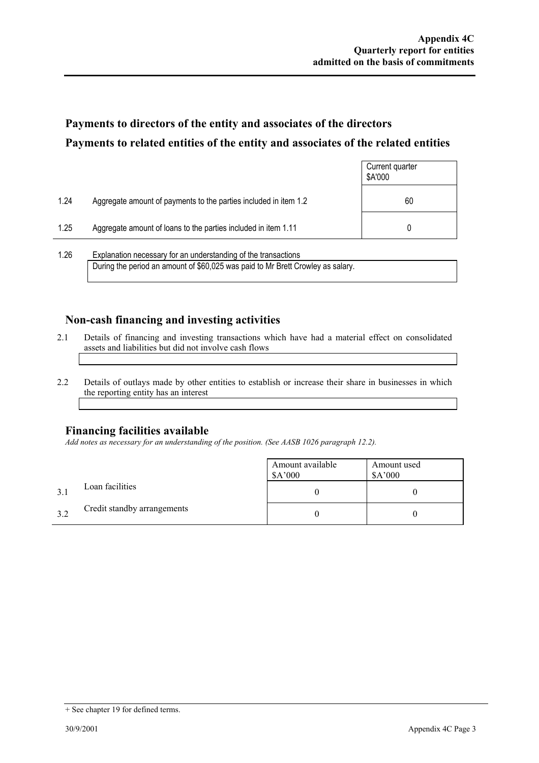## Payments to directors of the entity and associates of the directors

## Payments to related entities of the entity and associates of the related entities

| | | Current quarter $A'000 |
|---|---|---|
| 1.24 | Aggregate amount of payments to the parties included in item 1.2 | 60 |
| 1.25 | Aggregate amount of loans to the parties included in item 1.11 | 0 |

1.26 Explanation necessary for an understanding of the transactions

During the period an amount of $60,025 was paid to Mr Brett Crowley as salary.

## Non-cash financing and investing activities

2.1 Details of financing and investing transactions which have had a material effect on consolidated assets and liabilities but did not involve cash flows

2.2 Details of outlays made by other entities to establish or increase their share in businesses in which the reporting entity has an interest

## Financing facilities available

*Add notes as necessary for an understanding of the position. (See AASB 1026 paragraph 12.2).*

| | | Amount available $A'000 | Amount used $A'000 |
|---|---|---|---|
| 3.1 | Loan facilities | 0 | 0 |
| 3.2 | Credit standby arrangements | 0 | 0 |

+ See chapter 19 for defined terms.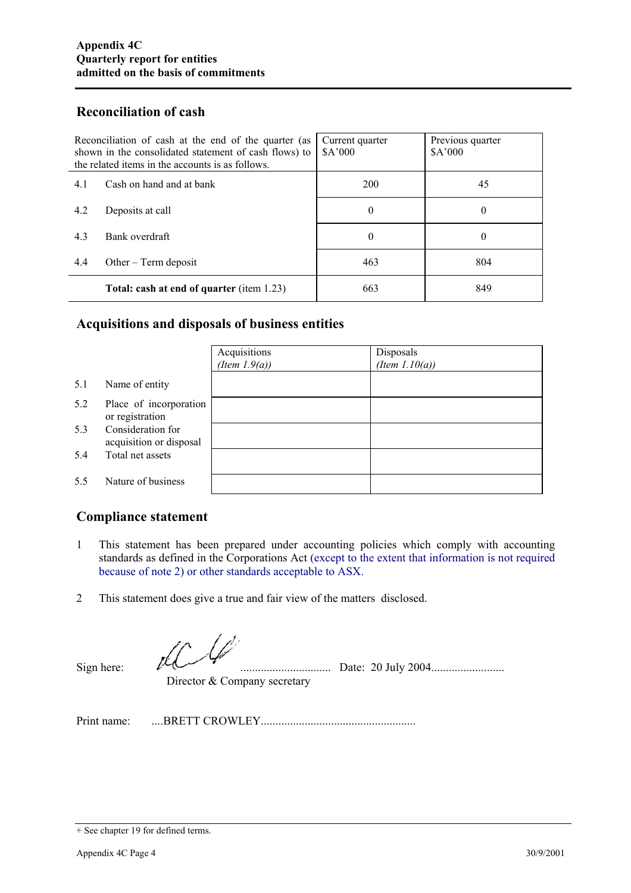**Appendix 4C**
**Quarterly report for entities**
**admitted on the basis of commitments**

## Reconciliation of cash

| Reconciliation of cash at the end of the quarter (as shown in the consolidated statement of cash flows) to the related items in the accounts is as follows. | | Current quarter $A'000 | Previous quarter $A'000 |
|---|---|---|---|
| 4.1 | Cash on hand and at bank | 200 | 45 |
| 4.2 | Deposits at call | 0 | 0 |
| 4.3 | Bank overdraft | 0 | 0 |
| 4.4 | Other – Term deposit | 463 | 804 |
| | **Total: cash at end of quarter** (item 1.23) | 663 | 849 |

## Acquisitions and disposals of business entities

| | | Acquisitions *(Item 1.9(a))* | Disposals *(Item 1.10(a))* |
|---|---|---|---|
| 5.1 | Name of entity | | |
| 5.2 | Place of incorporation or registration | | |
| 5.3 | Consideration for acquisition or disposal | | |
| 5.4 | Total net assets | | |
| 5.5 | Nature of business | | |

## Compliance statement

1. This statement has been prepared under accounting policies which comply with accounting standards as defined in the Corporations Act (except to the extent that information is not required because of note 2) or other standards acceptable to ASX.

2. This statement does give a true and fair view of the matters disclosed.

Sign here: .............................. Date: 20 July 2004.........................
Director & Company secretary

Print name: ....BRETT CROWLEY....................................................

+ See chapter 19 for defined terms.